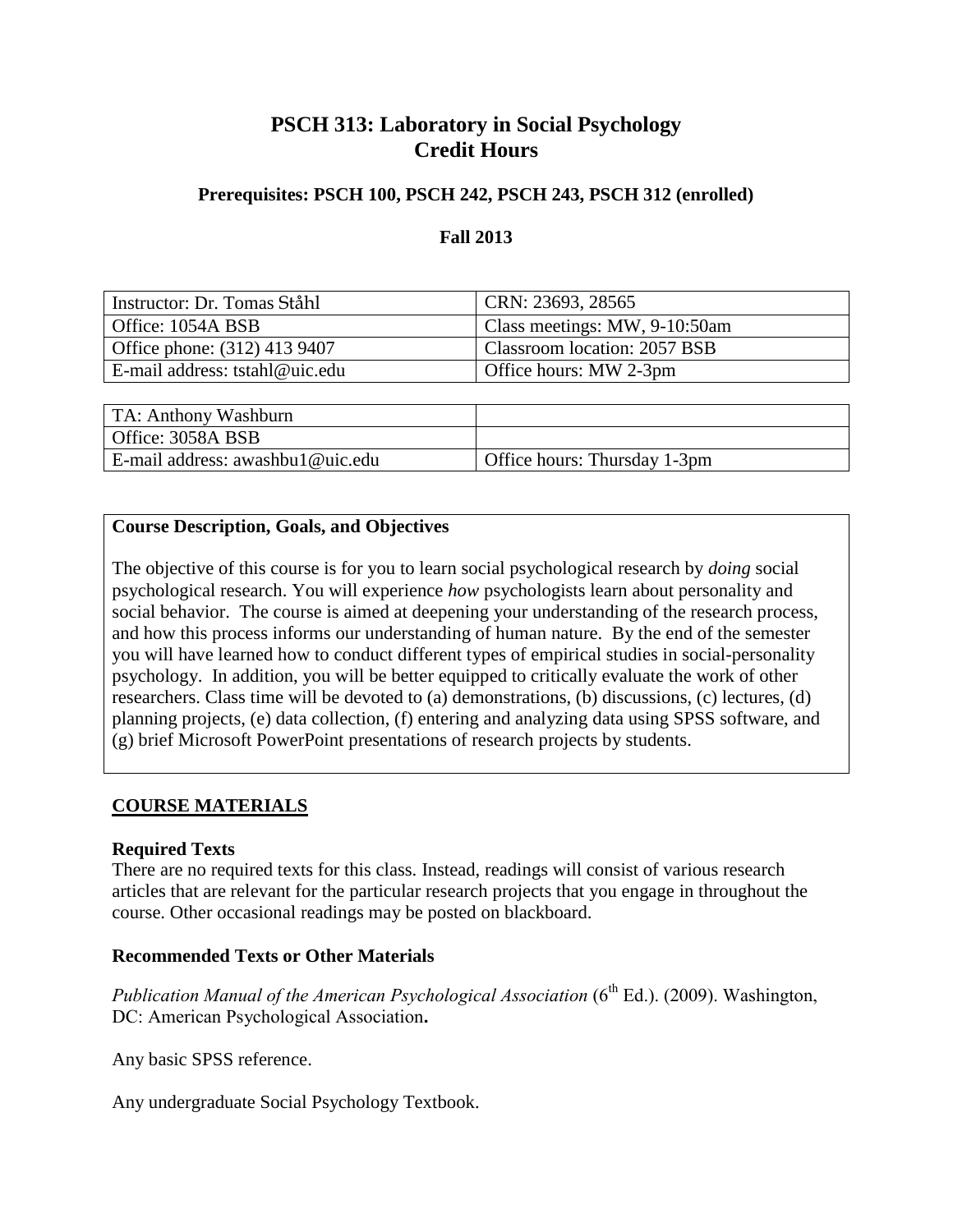# PSCH 313: Laboratory in Social Psychology
# Credit Hours

### Prerequisites: PSCH 100, PSCH 242, PSCH 243, PSCH 312 (enrolled)

### Fall 2013

| Instructor: Dr. Tomas Ståhl | CRN: 23693, 28565 |
|---|---|
| Office: 1054A BSB | Class meetings: MW, 9-10:50am |
| Office phone: (312) 413 9407 | Classroom location: 2057 BSB |
| E-mail address: tstahl@uic.edu | Office hours: MW 2-3pm |

| TA: Anthony Washburn | |
|---|---|
| Office: 3058A BSB | |
| E-mail address: awashbu1@uic.edu | Office hours: Thursday 1-3pm |

**Course Description, Goals, and Objectives**

The objective of this course is for you to learn social psychological research by *doing* social psychological research. You will experience *how* psychologists learn about personality and social behavior. The course is aimed at deepening your understanding of the research process, and how this process informs our understanding of human nature. By the end of the semester you will have learned how to conduct different types of empirical studies in social-personality psychology. In addition, you will be better equipped to critically evaluate the work of other researchers. Class time will be devoted to (a) demonstrations, (b) discussions, (c) lectures, (d) planning projects, (e) data collection, (f) entering and analyzing data using SPSS software, and (g) brief Microsoft PowerPoint presentations of research projects by students.

## COURSE MATERIALS

**Required Texts**

There are no required texts for this class. Instead, readings will consist of various research articles that are relevant for the particular research projects that you engage in throughout the course. Other occasional readings may be posted on blackboard.

**Recommended Texts or Other Materials**

*Publication Manual of the American Psychological Association* (6th Ed.). (2009). Washington, DC: American Psychological Association**.**

Any basic SPSS reference.

Any undergraduate Social Psychology Textbook.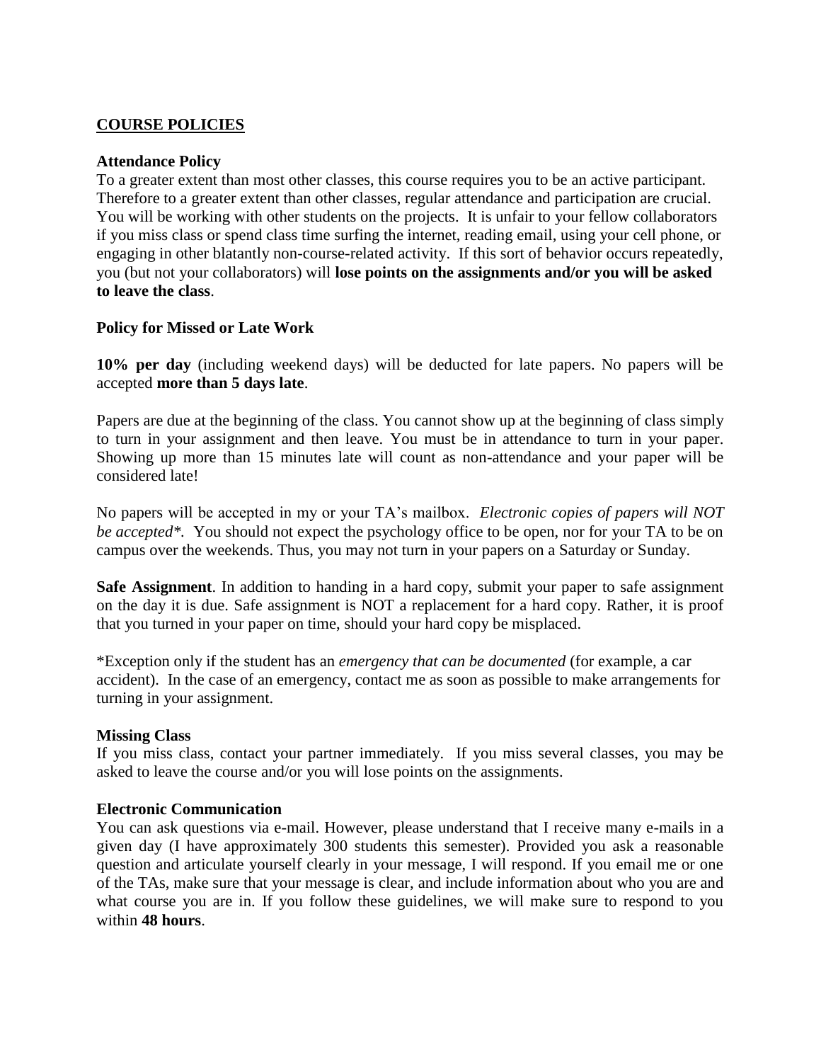## COURSE POLICIES

### Attendance Policy

To a greater extent than most other classes, this course requires you to be an active participant. Therefore to a greater extent than other classes, regular attendance and participation are crucial. You will be working with other students on the projects. It is unfair to your fellow collaborators if you miss class or spend class time surfing the internet, reading email, using your cell phone, or engaging in other blatantly non-course-related activity. If this sort of behavior occurs repeatedly, you (but not your collaborators) will **lose points on the assignments and/or you will be asked to leave the class**.

### Policy for Missed or Late Work

**10% per day** (including weekend days) will be deducted for late papers. No papers will be accepted **more than 5 days late**.

Papers are due at the beginning of the class. You cannot show up at the beginning of class simply to turn in your assignment and then leave. You must be in attendance to turn in your paper. Showing up more than 15 minutes late will count as non-attendance and your paper will be considered late!

No papers will be accepted in my or your TA's mailbox. *Electronic copies of papers will NOT be accepted**. You should not expect the psychology office to be open, nor for your TA to be on campus over the weekends. Thus, you may not turn in your papers on a Saturday or Sunday.

**Safe Assignment**. In addition to handing in a hard copy, submit your paper to safe assignment on the day it is due. Safe assignment is NOT a replacement for a hard copy. Rather, it is proof that you turned in your paper on time, should your hard copy be misplaced.

*Exception only if the student has an *emergency that can be documented* (for example, a car accident). In the case of an emergency, contact me as soon as possible to make arrangements for turning in your assignment.

### Missing Class

If you miss class, contact your partner immediately. If you miss several classes, you may be asked to leave the course and/or you will lose points on the assignments.

### Electronic Communication

You can ask questions via e-mail. However, please understand that I receive many e-mails in a given day (I have approximately 300 students this semester). Provided you ask a reasonable question and articulate yourself clearly in your message, I will respond. If you email me or one of the TAs, make sure that your message is clear, and include information about who you are and what course you are in. If you follow these guidelines, we will make sure to respond to you within **48 hours**.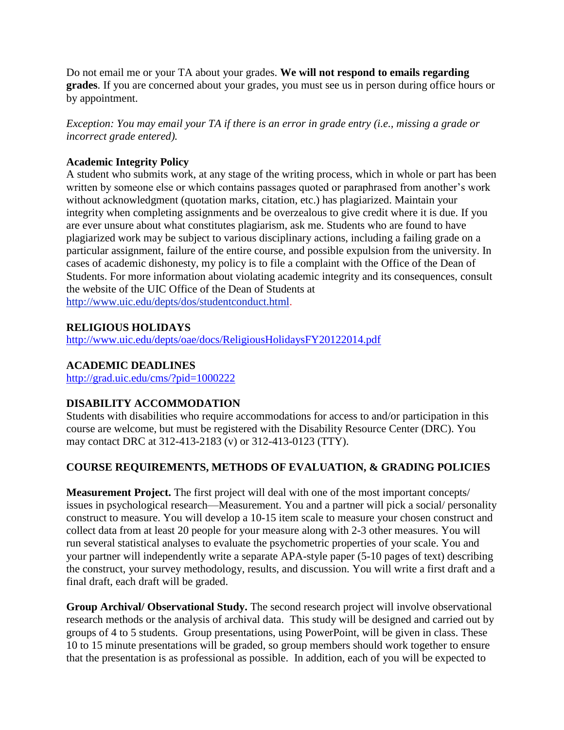Do not email me or your TA about your grades. **We will not respond to emails regarding grades**. If you are concerned about your grades, you must see us in person during office hours or by appointment.

*Exception: You may email your TA if there is an error in grade entry (i.e., missing a grade or incorrect grade entered).*

**Academic Integrity Policy**

A student who submits work, at any stage of the writing process, which in whole or part has been written by someone else or which contains passages quoted or paraphrased from another's work without acknowledgment (quotation marks, citation, etc.) has plagiarized. Maintain your integrity when completing assignments and be overzealous to give credit where it is due. If you are ever unsure about what constitutes plagiarism, ask me. Students who are found to have plagiarized work may be subject to various disciplinary actions, including a failing grade on a particular assignment, failure of the entire course, and possible expulsion from the university. In cases of academic dishonesty, my policy is to file a complaint with the Office of the Dean of Students. For more information about violating academic integrity and its consequences, consult the website of the UIC Office of the Dean of Students at http://www.uic.edu/depts/dos/studentconduct.html.

**RELIGIOUS HOLIDAYS**

http://www.uic.edu/depts/oae/docs/ReligiousHolidaysFY20122014.pdf

**ACADEMIC DEADLINES**

http://grad.uic.edu/cms/?pid=1000222

**DISABILITY ACCOMMODATION**

Students with disabilities who require accommodations for access to and/or participation in this course are welcome, but must be registered with the Disability Resource Center (DRC). You may contact DRC at 312-413-2183 (v) or 312-413-0123 (TTY).

**COURSE REQUIREMENTS, METHODS OF EVALUATION, & GRADING POLICIES**

**Measurement Project.** The first project will deal with one of the most important concepts/ issues in psychological research—Measurement. You and a partner will pick a social/ personality construct to measure. You will develop a 10-15 item scale to measure your chosen construct and collect data from at least 20 people for your measure along with 2-3 other measures. You will run several statistical analyses to evaluate the psychometric properties of your scale. You and your partner will independently write a separate APA-style paper (5-10 pages of text) describing the construct, your survey methodology, results, and discussion. You will write a first draft and a final draft, each draft will be graded.

**Group Archival/ Observational Study.** The second research project will involve observational research methods or the analysis of archival data. This study will be designed and carried out by groups of 4 to 5 students. Group presentations, using PowerPoint, will be given in class. These 10 to 15 minute presentations will be graded, so group members should work together to ensure that the presentation is as professional as possible. In addition, each of you will be expected to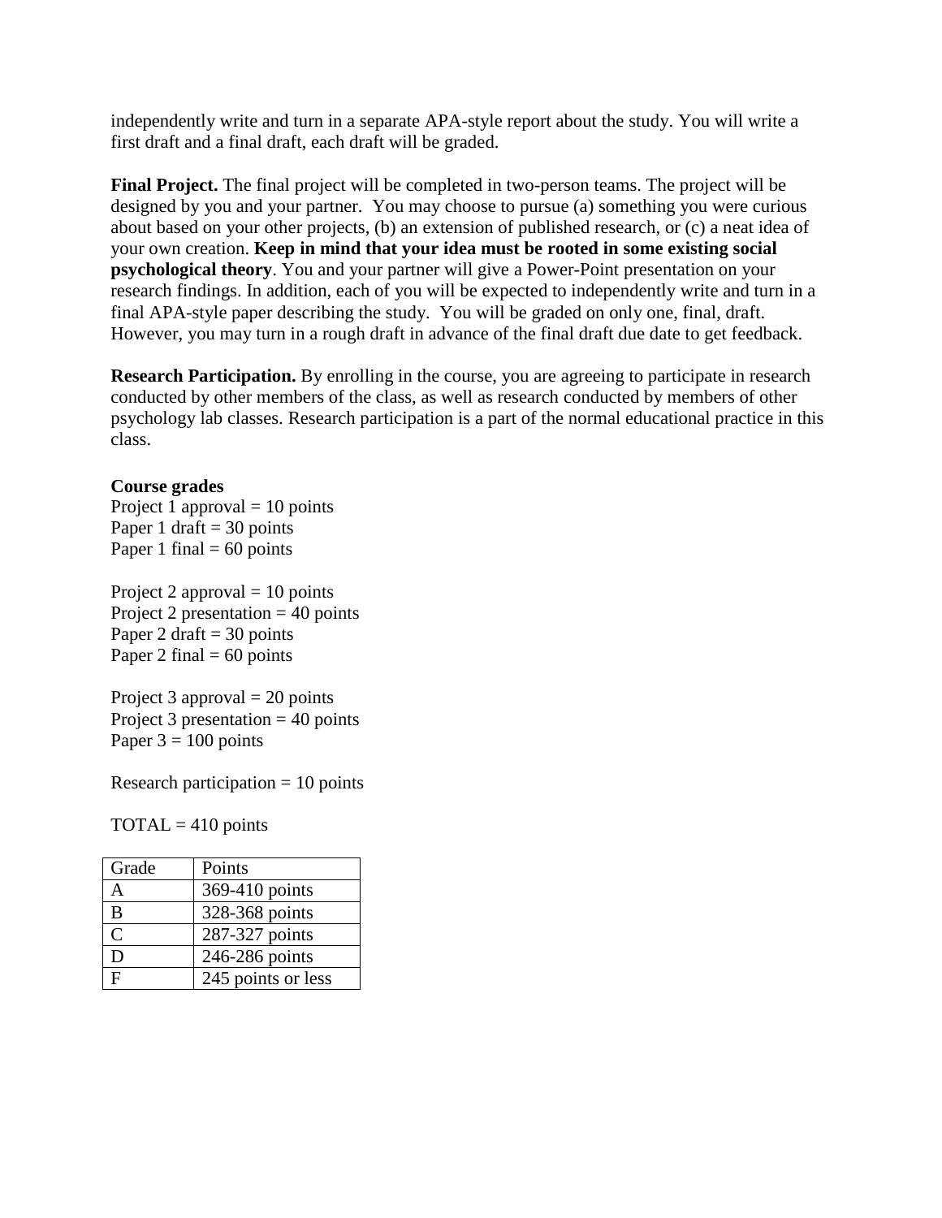independently write and turn in a separate APA-style report about the study. You will write a first draft and a final draft, each draft will be graded.

**Final Project.** The final project will be completed in two-person teams. The project will be designed by you and your partner. You may choose to pursue (a) something you were curious about based on your other projects, (b) an extension of published research, or (c) a neat idea of your own creation. **Keep in mind that your idea must be rooted in some existing social psychological theory**. You and your partner will give a Power-Point presentation on your research findings. In addition, each of you will be expected to independently write and turn in a final APA-style paper describing the study. You will be graded on only one, final, draft. However, you may turn in a rough draft in advance of the final draft due date to get feedback.

**Research Participation.** By enrolling in the course, you are agreeing to participate in research conducted by other members of the class, as well as research conducted by members of other psychology lab classes. Research participation is a part of the normal educational practice in this class.

**Course grades**

Project 1 approval = 10 points
Paper 1 draft = 30 points
Paper 1 final = 60 points

Project 2 approval = 10 points
Project 2 presentation = 40 points
Paper 2 draft = 30 points
Paper 2 final = 60 points

Project 3 approval = 20 points
Project 3 presentation = 40 points
Paper 3 = 100 points

Research participation = 10 points

TOTAL = 410 points

| Grade | Points |
|---|---|
| A | 369-410 points |
| B | 328-368 points |
| C | 287-327 points |
| D | 246-286 points |
| F | 245 points or less |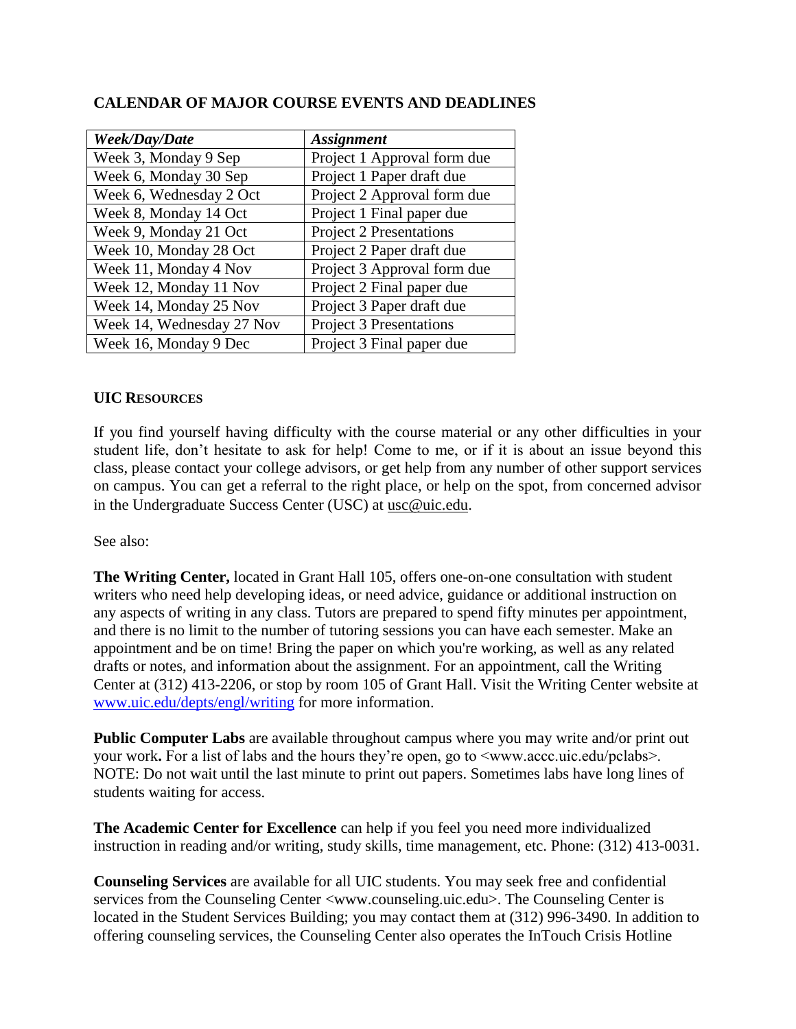**CALENDAR OF MAJOR COURSE EVENTS AND DEADLINES**

| ***Week/Day/Date*** | ***Assignment*** |
| --- | --- |
| Week 3, Monday 9 Sep | Project 1 Approval form due |
| Week 6, Monday 30 Sep | Project 1 Paper draft due |
| Week 6, Wednesday 2 Oct | Project 2 Approval form due |
| Week 8, Monday 14 Oct | Project 1 Final paper due |
| Week 9, Monday 21 Oct | Project 2 Presentations |
| Week 10, Monday 28 Oct | Project 2 Paper draft due |
| Week 11, Monday 4 Nov | Project 3 Approval form due |
| Week 12, Monday 11 Nov | Project 2 Final paper due |
| Week 14, Monday 25 Nov | Project 3 Paper draft due |
| Week 14, Wednesday 27 Nov | Project 3 Presentations |
| Week 16, Monday 9 Dec | Project 3 Final paper due |

**UIC RESOURCES**

If you find yourself having difficulty with the course material or any other difficulties in your student life, don't hesitate to ask for help! Come to me, or if it is about an issue beyond this class, please contact your college advisors, or get help from any number of other support services on campus. You can get a referral to the right place, or help on the spot, from concerned advisor in the Undergraduate Success Center (USC) at usc@uic.edu.

See also:

**The Writing Center,** located in Grant Hall 105, offers one-on-one consultation with student writers who need help developing ideas, or need advice, guidance or additional instruction on any aspects of writing in any class. Tutors are prepared to spend fifty minutes per appointment, and there is no limit to the number of tutoring sessions you can have each semester. Make an appointment and be on time! Bring the paper on which you're working, as well as any related drafts or notes, and information about the assignment. For an appointment, call the Writing Center at (312) 413-2206, or stop by room 105 of Grant Hall. Visit the Writing Center website at www.uic.edu/depts/engl/writing for more information.

**Public Computer Labs** are available throughout campus where you may write and/or print out your work**.** For a list of labs and the hours they're open, go to <www.accc.uic.edu/pclabs>. NOTE: Do not wait until the last minute to print out papers. Sometimes labs have long lines of students waiting for access.

**The Academic Center for Excellence** can help if you feel you need more individualized instruction in reading and/or writing, study skills, time management, etc. Phone: (312) 413-0031.

**Counseling Services** are available for all UIC students. You may seek free and confidential services from the Counseling Center <www.counseling.uic.edu>. The Counseling Center is located in the Student Services Building; you may contact them at (312) 996-3490. In addition to offering counseling services, the Counseling Center also operates the InTouch Crisis Hotline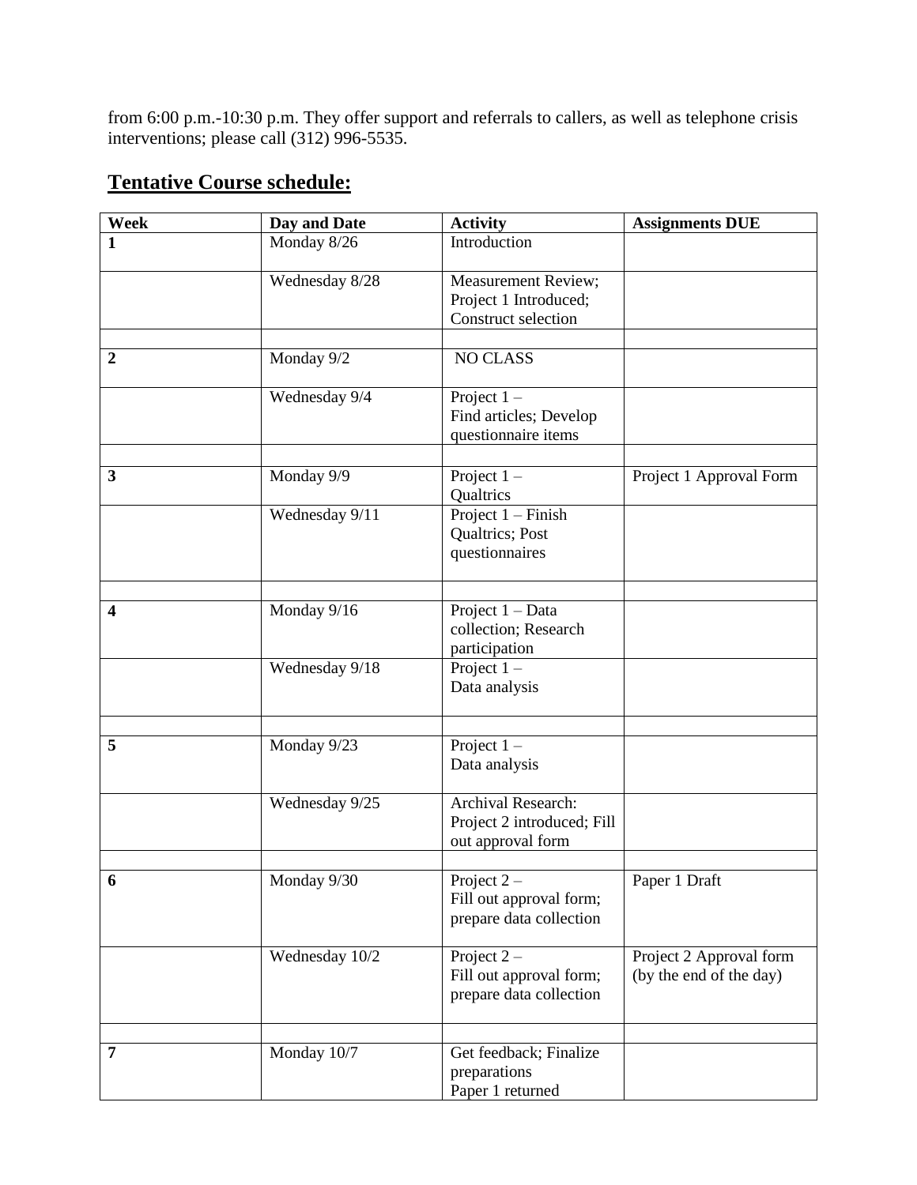from 6:00 p.m.-10:30 p.m. They offer support and referrals to callers, as well as telephone crisis interventions; please call (312) 996-5535.

## **Tentative Course schedule:**

| Week | Day and Date | Activity | Assignments DUE |
|---|---|---|---|
| **1** | Monday 8/26 | Introduction | |
| | Wednesday 8/28 | Measurement Review; Project 1 Introduced; Construct selection | |
| | | | |
| **2** | Monday 9/2 | NO CLASS | |
| | Wednesday 9/4 | Project 1 – Find articles; Develop questionnaire items | |
| | | | |
| **3** | Monday 9/9 | Project 1 – Qualtrics | Project 1 Approval Form |
| | Wednesday 9/11 | Project 1 – Finish Qualtrics; Post questionnaires | |
| | | | |
| **4** | Monday 9/16 | Project 1 – Data collection; Research participation | |
| | Wednesday 9/18 | Project 1 – Data analysis | |
| | | | |
| **5** | Monday 9/23 | Project 1 – Data analysis | |
| | Wednesday 9/25 | Archival Research: Project 2 introduced; Fill out approval form | |
| | | | |
| **6** | Monday 9/30 | Project 2 – Fill out approval form; prepare data collection | Paper 1 Draft |
| | Wednesday 10/2 | Project 2 – Fill out approval form; prepare data collection | Project 2 Approval form (by the end of the day) |
| | | | |
| **7** | Monday 10/7 | Get feedback; Finalize preparations Paper 1 returned | |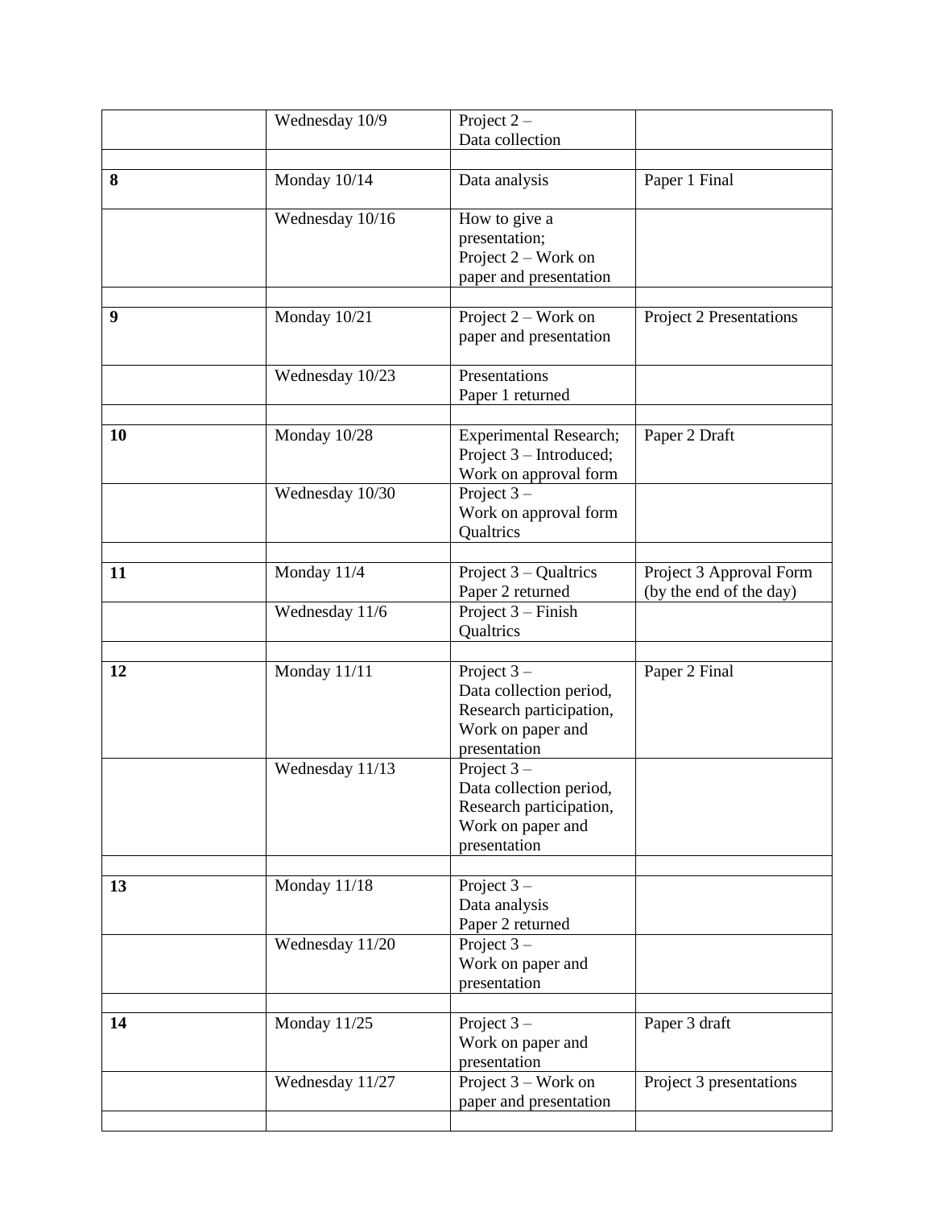| | | | |
|---|---|---|---|
| | Wednesday 10/9 | Project 2 – Data collection | |
| | | | |
| **8** | Monday 10/14 | Data analysis | Paper 1 Final |
| | Wednesday 10/16 | How to give a presentation; Project 2 – Work on paper and presentation | |
| | | | |
| **9** | Monday 10/21 | Project 2 – Work on paper and presentation | Project 2 Presentations |
| | Wednesday 10/23 | Presentations Paper 1 returned | |
| | | | |
| **10** | Monday 10/28 | Experimental Research; Project 3 – Introduced; Work on approval form | Paper 2 Draft |
| | Wednesday 10/30 | Project 3 – Work on approval form Qualtrics | |
| | | | |
| **11** | Monday 11/4 | Project 3 – Qualtrics Paper 2 returned | Project 3 Approval Form (by the end of the day) |
| | Wednesday 11/6 | Project 3 – Finish Qualtrics | |
| | | | |
| **12** | Monday 11/11 | Project 3 – Data collection period, Research participation, Work on paper and presentation | Paper 2 Final |
| | Wednesday 11/13 | Project 3 – Data collection period, Research participation, Work on paper and presentation | |
| | | | |
| **13** | Monday 11/18 | Project 3 – Data analysis Paper 2 returned | |
| | Wednesday 11/20 | Project 3 – Work on paper and presentation | |
| | | | |
| **14** | Monday 11/25 | Project 3 – Work on paper and presentation | Paper 3 draft |
| | Wednesday 11/27 | Project 3 – Work on paper and presentation | Project 3 presentations |
| | | | |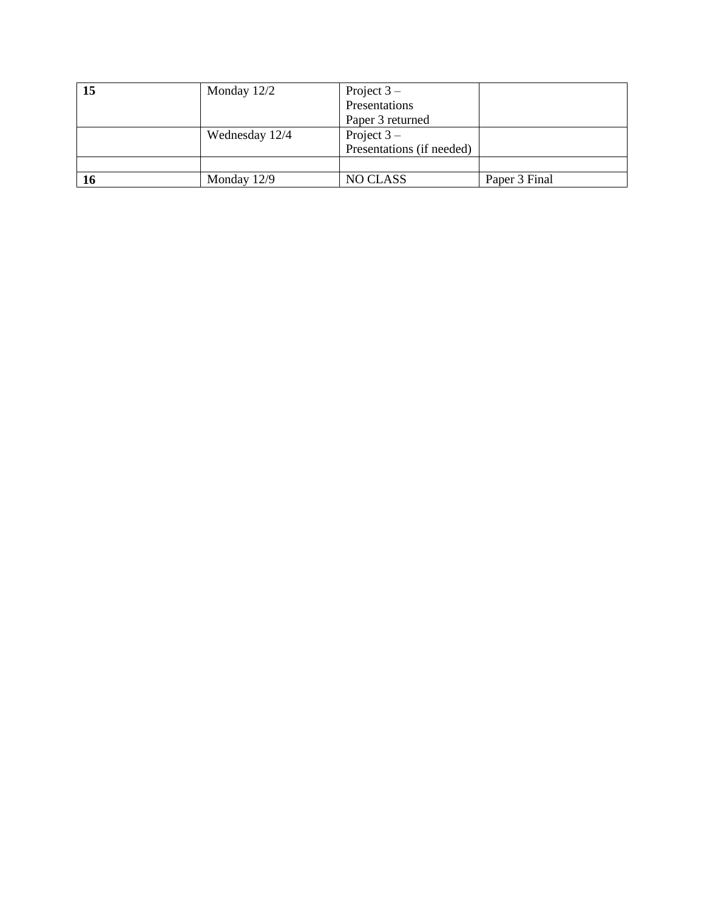| | | | |
|---|---|---|---|
| **15** | Monday 12/2 | Project 3 – Presentations<br>Paper 3 returned | |
| | Wednesday 12/4 | Project 3 – Presentations (if needed) | |
| | | | |
| **16** | Monday 12/9 | NO CLASS | Paper 3 Final |